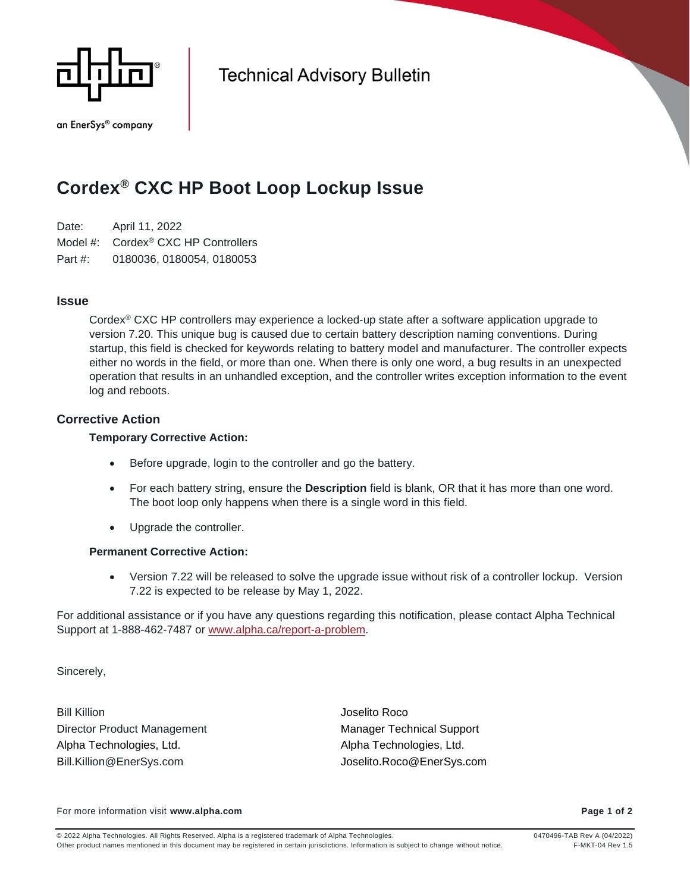an EnerSys® company

Technical Advisory Bulletin

# Cordex® CXC HP Boot Loop Lockup Issue

Date: April 11, 2022

Model #: Cordex® CXC HP Controllers

Part #: 0180036, 0180054, 0180053

## Issue

Cordex® CXC HP controllers may experience a locked-up state after a software application upgrade to version 7.20. This unique bug is caused due to certain battery description naming conventions. During startup, this field is checked for keywords relating to battery model and manufacturer. The controller expects either no words in the field, or more than one. When there is only one word, a bug results in an unexpected operation that results in an unhandled exception, and the controller writes exception information to the event log and reboots.

## Corrective Action

### Temporary Corrective Action:

- Before upgrade, login to the controller and go the battery.
- For each battery string, ensure the **Description** field is blank, OR that it has more than one word. The boot loop only happens when there is a single word in this field.
- Upgrade the controller.

### Permanent Corrective Action:

- Version 7.22 will be released to solve the upgrade issue without risk of a controller lockup. Version 7.22 is expected to be release by May 1, 2022.

For additional assistance or if you have any questions regarding this notification, please contact Alpha Technical Support at 1-888-462-7487 or www.alpha.ca/report-a-problem.

Sincerely,

Bill Killion
Director Product Management
Alpha Technologies, Ltd.
Bill.Killion@EnerSys.com

Joselito Roco
Manager Technical Support
Alpha Technologies, Ltd.
Joselito.Roco@EnerSys.com

For more information visit **www.alpha.com**

© 2022 Alpha Technologies. All Rights Reserved. Alpha is a registered trademark of Alpha Technologies.
Other product names mentioned in this document may be registered in certain jurisdictions. Information is subject to change without notice.

0470496-TAB Rev A (04/2022)
F-MKT-04 Rev 1.5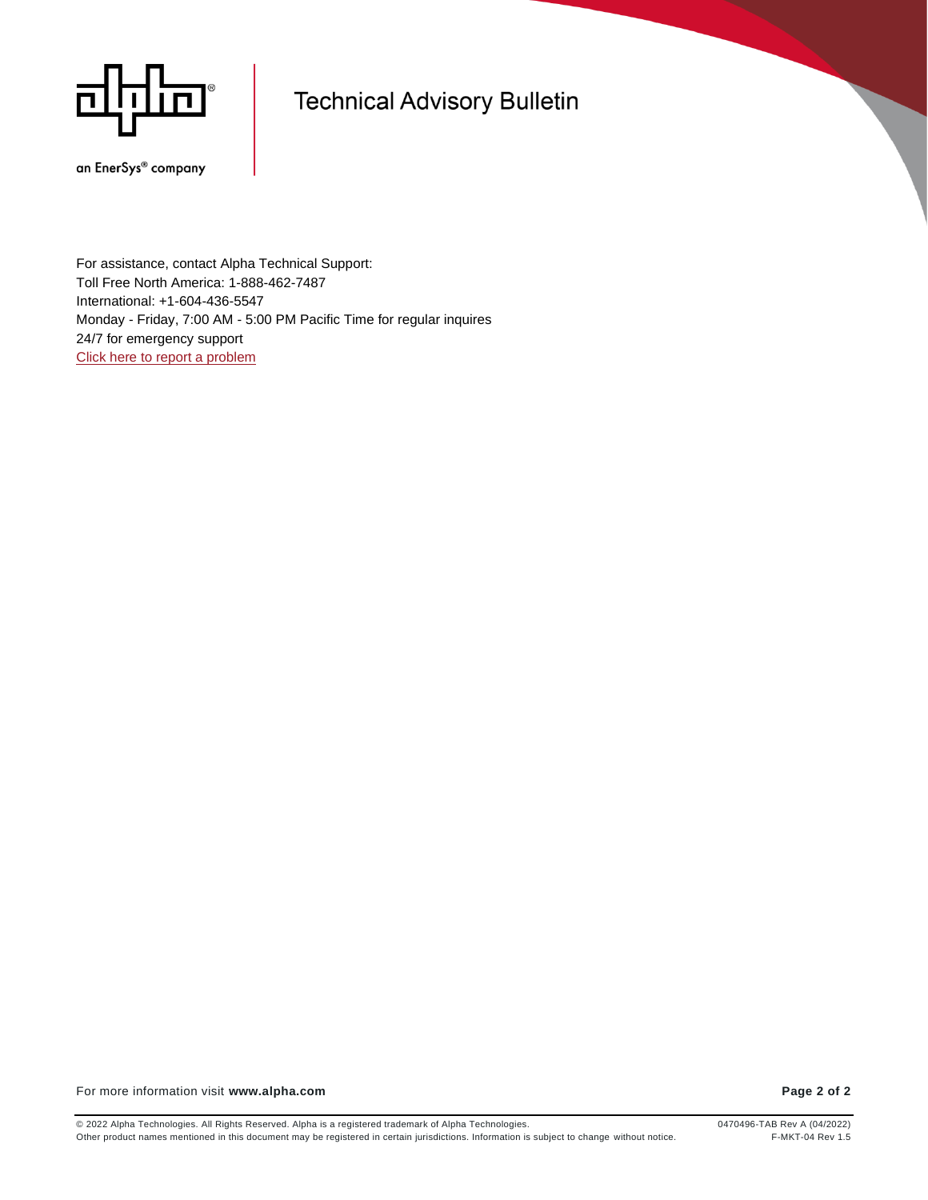For assistance, contact Alpha Technical Support:
Toll Free North America: 1-888-462-7487
International: +1-604-436-5547
Monday - Friday, 7:00 AM - 5:00 PM Pacific Time for regular inquires
24/7 for emergency support
Click here to report a problem